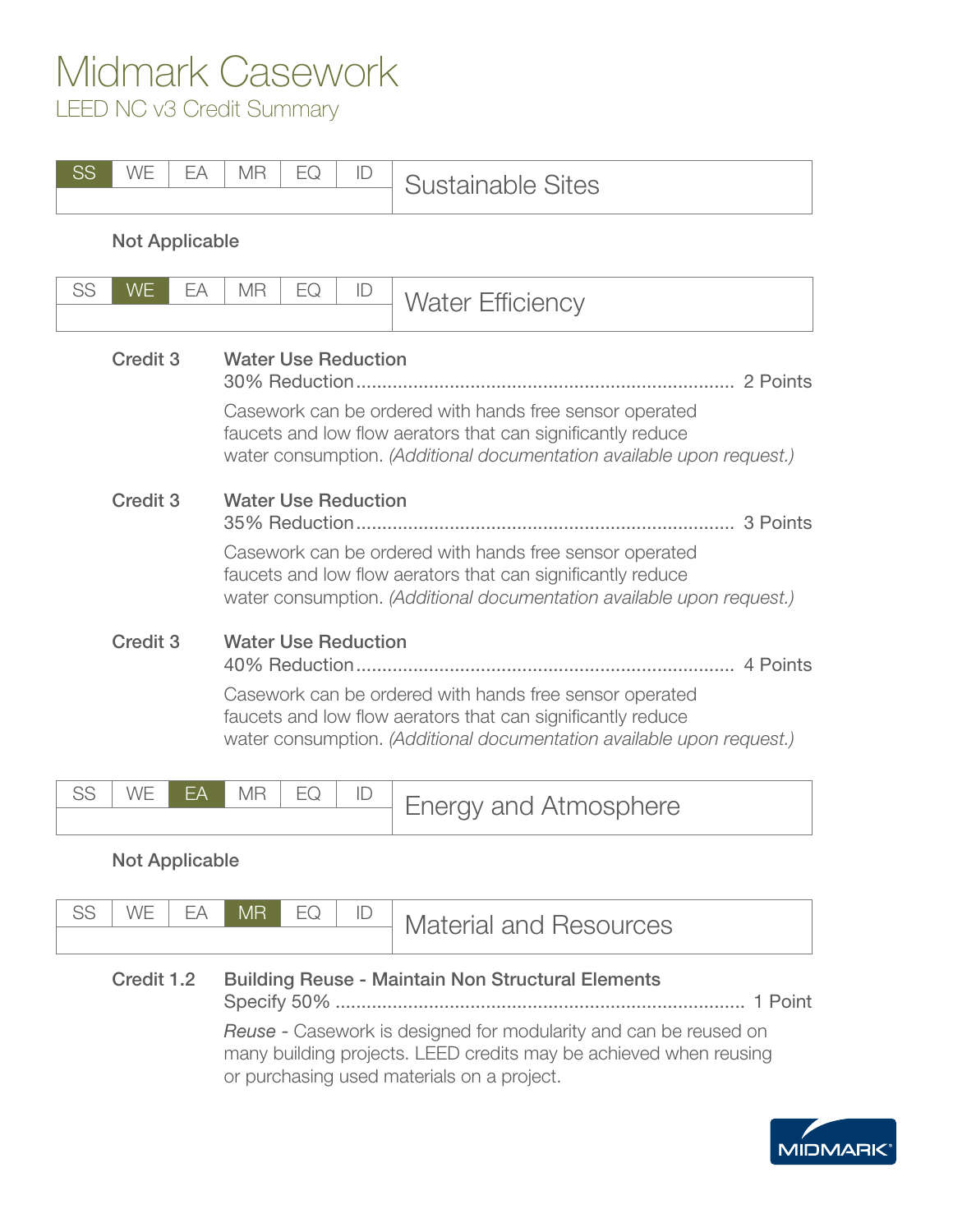# Midmark Casework

## LEED NC v3 Credit Summary

| SS | WE | EA | MR | EQ | ID | Sustainable Sites |
|---|---|---|---|---|---|---|

**Not Applicable**

| SS | WE | EA | MR | EQ | ID | Water Efficiency |
|---|---|---|---|---|---|---|

**Credit 3** — **Water Use Reduction**

30% Reduction........................................................................ 2 Points

Casework can be ordered with hands free sensor operated faucets and low flow aerators that can significantly reduce water consumption. *(Additional documentation available upon request.)*

**Credit 3** — **Water Use Reduction**

35% Reduction........................................................................ 3 Points

Casework can be ordered with hands free sensor operated faucets and low flow aerators that can significantly reduce water consumption. *(Additional documentation available upon request.)*

**Credit 3** — **Water Use Reduction**

40% Reduction........................................................................ 4 Points

Casework can be ordered with hands free sensor operated faucets and low flow aerators that can significantly reduce water consumption. *(Additional documentation available upon request.)*

| SS | WE | EA | MR | EQ | ID | Energy and Atmosphere |
|---|---|---|---|---|---|---|

**Not Applicable**

| SS | WE | EA | MR | EQ | ID | Material and Resources |
|---|---|---|---|---|---|---|

**Credit 1.2** — **Building Reuse - Maintain Non Structural Elements**

Specify 50% .............................................................................. 1 Point

*Reuse* - Casework is designed for modularity and can be reused on many building projects. LEED credits may be achieved when reusing or purchasing used materials on a project.

MIDMARK®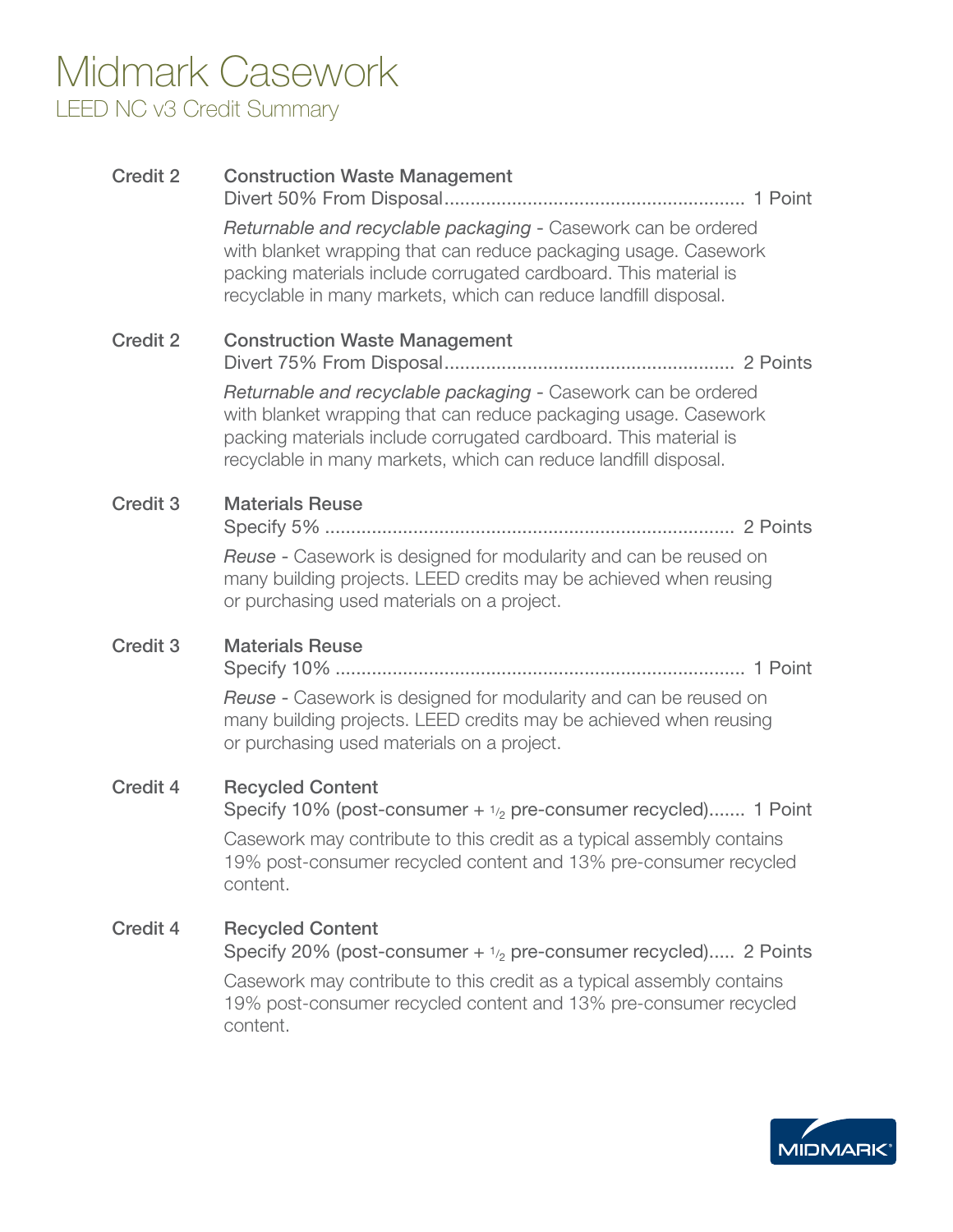# Midmark Casework

## LEED NC v3 Credit Summary

**Credit 2** — **Construction Waste Management**

Divert 50% From Disposal........................................................ 1 Point

*Returnable and recyclable packaging* - Casework can be ordered with blanket wrapping that can reduce packaging usage. Casework packing materials include corrugated cardboard. This material is recyclable in many markets, which can reduce landfill disposal.

**Credit 2** — **Construction Waste Management**

Divert 75% From Disposal...................................................... 2 Points

*Returnable and recyclable packaging* - Casework can be ordered with blanket wrapping that can reduce packaging usage. Casework packing materials include corrugated cardboard. This material is recyclable in many markets, which can reduce landfill disposal.

**Credit 3** — **Materials Reuse**

Specify 5% .............................................................................. 2 Points

*Reuse* - Casework is designed for modularity and can be reused on many building projects. LEED credits may be achieved when reusing or purchasing used materials on a project.

**Credit 3** — **Materials Reuse**

Specify 10% .............................................................................. 1 Point

*Reuse* - Casework is designed for modularity and can be reused on many building projects. LEED credits may be achieved when reusing or purchasing used materials on a project.

**Credit 4** — **Recycled Content**

Specify 10% (post-consumer + 1/2 pre-consumer recycled)....... 1 Point

Casework may contribute to this credit as a typical assembly contains 19% post-consumer recycled content and 13% pre-consumer recycled content.

**Credit 4** — **Recycled Content**

Specify 20% (post-consumer + 1/2 pre-consumer recycled)..... 2 Points

Casework may contribute to this credit as a typical assembly contains 19% post-consumer recycled content and 13% pre-consumer recycled content.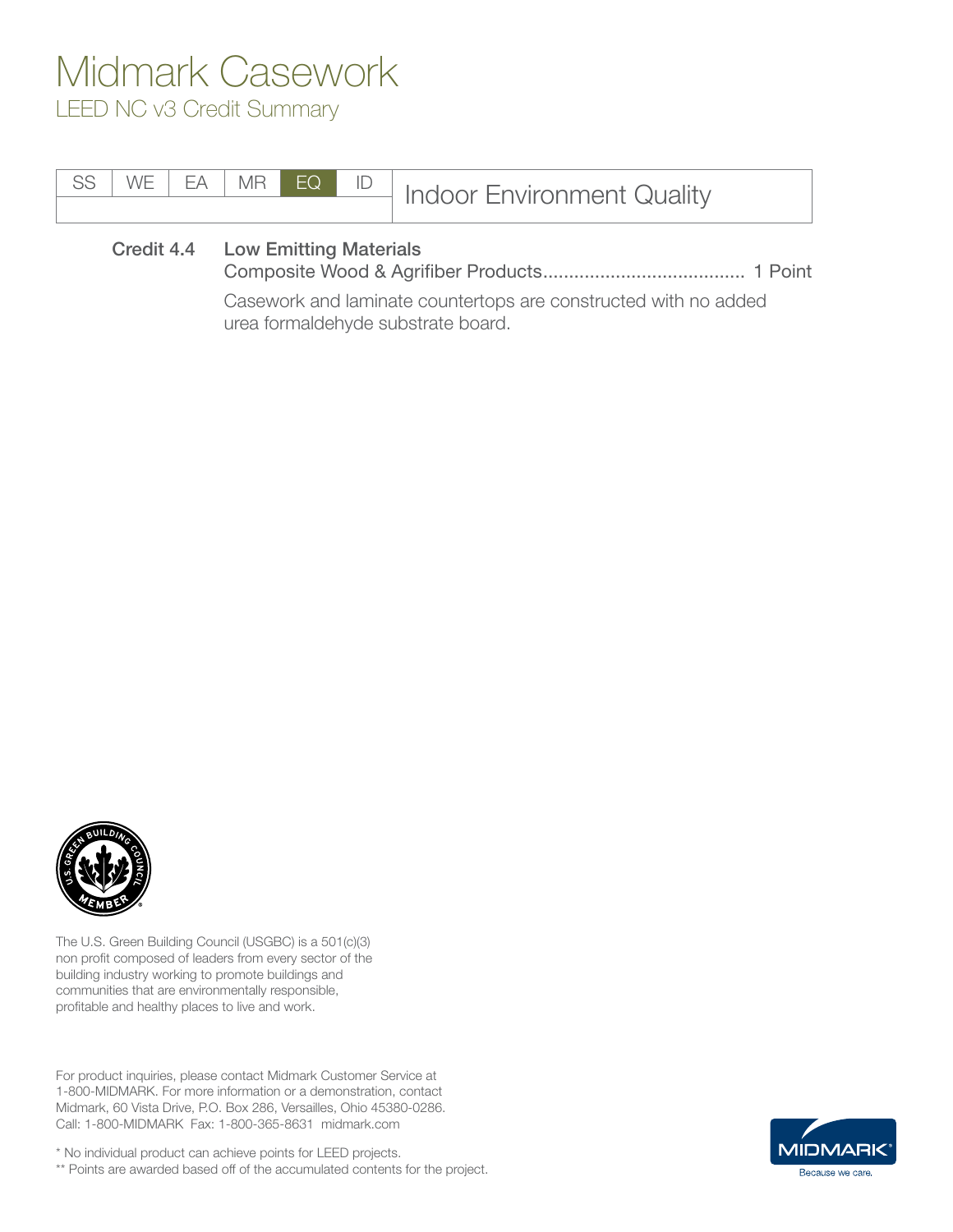# Midmark Casework

## LEED NC v3 Credit Summary

| SS | WE | EA | MR | EQ | ID |
|---|---|---|---|---|---|

### Indoor Environment Quality

**Credit 4.4** **Low Emitting Materials**
Composite Wood & Agrifiber Products....................................... 1 Point

Casework and laminate countertops are constructed with no added urea formaldehyde substrate board.

The U.S. Green Building Council (USGBC) is a 501(c)(3) non profit composed of leaders from every sector of the building industry working to promote buildings and communities that are environmentally responsible, profitable and healthy places to live and work.

For product inquiries, please contact Midmark Customer Service at 1-800-MIDMARK. For more information or a demonstration, contact Midmark, 60 Vista Drive, P.O. Box 286, Versailles, Ohio 45380-0286. Call: 1-800-MIDMARK Fax: 1-800-365-8631 midmark.com

\* No individual product can achieve points for LEED projects.
\*\* Points are awarded based off of the accumulated contents for the project.